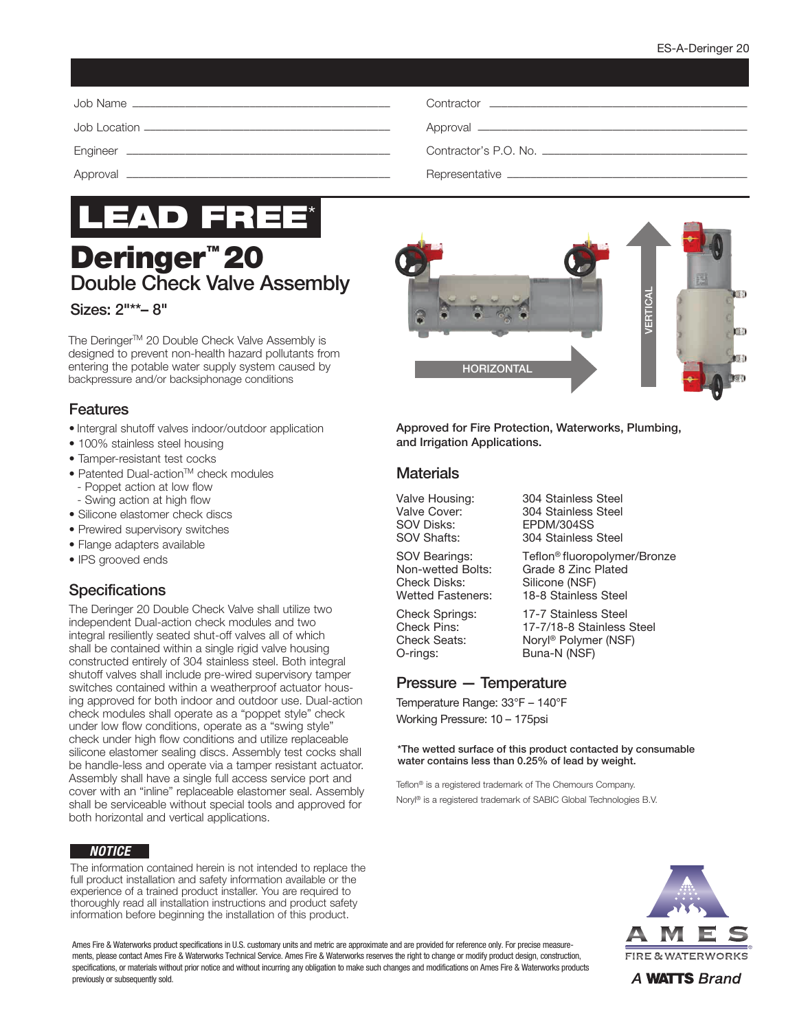| Job Name | | Contractor | |
|---|---|---|---|
| Job Location | | Approval | |
| Engineer | | Contractor's P.O. No. | |
| Approval | | Representative | |

# LEAD FREE*

# Deringer™ 20

## Double Check Valve Assembly

### Sizes: 2"**– 8"

The Deringer™ 20 Double Check Valve Assembly is designed to prevent non-health hazard pollutants from entering the potable water supply system caused by backpressure and/or backsiphonage conditions

HORIZONTAL

VERTICAL

**Approved for Fire Protection, Waterworks, Plumbing, and Irrigation Applications.**

## Features

- Intergral shutoff valves indoor/outdoor application
- 100% stainless steel housing
- Tamper-resistant test cocks
- Patented Dual-action™ check modules
  - Poppet action at low flow
  - Swing action at high flow
- Silicone elastomer check discs
- Prewired supervisory switches
- Flange adapters available
- IPS grooved ends

## Specifications

The Deringer 20 Double Check Valve shall utilize two independent Dual-action check modules and two integral resiliently seated shut-off valves all of which shall be contained within a single rigid valve housing constructed entirely of 304 stainless steel. Both integral shutoff valves shall include pre-wired supervisory tamper switches contained within a weatherproof actuator housing approved for both indoor and outdoor use. Dual-action check modules shall operate as a "poppet style" check under low flow conditions, operate as a "swing style" check under high flow conditions and utilize replaceable silicone elastomer sealing discs. Assembly test cocks shall be handle-less and operate via a tamper resistant actuator. Assembly shall have a single full access service port and cover with an "inline" replaceable elastomer seal. Assembly shall be serviceable without special tools and approved for both horizontal and vertical applications.

## Materials

| | |
|---|---|
| Valve Housing: | 304 Stainless Steel |
| Valve Cover: | 304 Stainless Steel |
| SOV Disks: | EPDM/304SS |
| SOV Shafts: | 304 Stainless Steel |
| SOV Bearings: | Teflon® fluoropolymer/Bronze |
| Non-wetted Bolts: | Grade 8 Zinc Plated |
| Check Disks: | Silicone (NSF) |
| Wetted Fasteners: | 18-8 Stainless Steel |
| Check Springs: | 17-7 Stainless Steel |
| Check Pins: | 17-7/18-8 Stainless Steel |
| Check Seats: | Noryl® Polymer (NSF) |
| O-rings: | Buna-N (NSF) |

## Pressure — Temperature

Temperature Range: 33°F – 140°F

Working Pressure: 10 – 175psi

**\*The wetted surface of this product contacted by consumable water contains less than 0.25% of lead by weight.**

Teflon® is a registered trademark of The Chemours Company.

Noryl® is a registered trademark of SABIC Global Technologies B.V.

***NOTICE***

The information contained herein is not intended to replace the full product installation and safety information available or the experience of a trained product installer. You are required to thoroughly read all installation instructions and product safety information before beginning the installation of this product.

Ames Fire & Waterworks product specifications in U.S. customary units and metric are approximate and are provided for reference only. For precise measurements, please contact Ames Fire & Waterworks Technical Service. Ames Fire & Waterworks reserves the right to change or modify product design, construction, specifications, or materials without prior notice and without incurring any obligation to make such changes and modifications on Ames Fire & Waterworks products previously or subsequently sold.

AMES FIRE & WATERWORKS

A WATTS Brand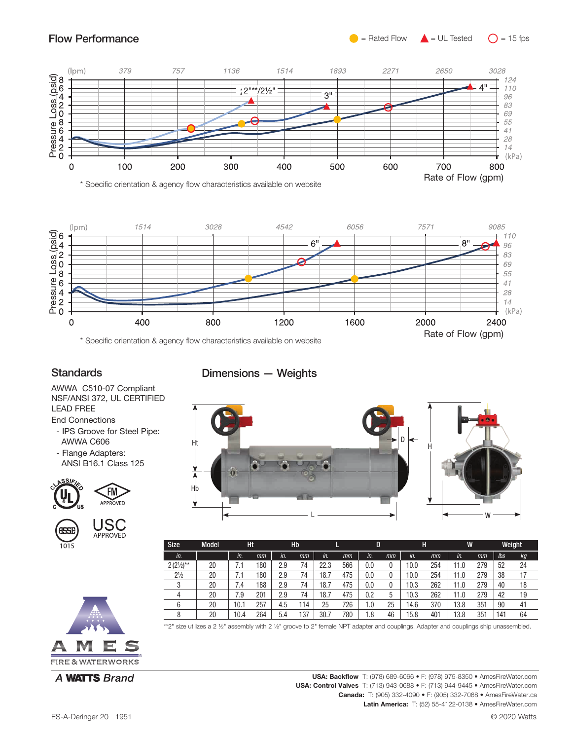## Flow Performance

● = Rated Flow ▲ = UL Tested ○ = 15 fps

(lpm) 379 757 1136 1514 1893 2271 2650 3028

Pressure Loss (psid)

8
6
4
2
0
8
6
4
2
0

124
110
96
83
69
55
41
28
14
(kPa)

2"**/2½"
3"
4"

0 100 200 300 400 500 600 700 800

Rate of Flow (gpm)

* Specific orientation & agency flow characteristics available on website

(lpm) 1514 3028 4542 6056 7571 9085

Pressure Loss (psid)

6
4
2
0
8
6
4
2
0

110
96
83
69
55
41
28
14
(kPa)

6"
8"

0 400 800 1200 1600 2000 2400

Rate of Flow (gpm)

* Specific orientation & agency flow characteristics available on website

## Standards

AWWA C510-07 Compliant
NSF/ANSI 372, UL CERTIFIED
LEAD FREE
End Connections
- IPS Groove for Steel Pipe: AWWA C606
- Flange Adapters: ANSI B16.1 Class 125

CLASSIFIED UL C US
FM APPROVED
ASSE 1015
USC APPROVED

## Dimensions — Weights

Ht
Hb
D
L
H
W

| Size | Model | Ht | | Hb | | L | | D | | H | | W | | Weight | |
|---|---|---|---|---|---|---|---|---|---|---|---|---|---|---|---|
| in. | | in. | mm | in. | mm | in. | mm | in. | mm | in. | mm | in. | mm | lbs | kg |
| 2 (2½)** | 20 | 7.1 | 180 | 2.9 | 74 | 22.3 | 566 | 0.0 | 0 | 10.0 | 254 | 11.0 | 279 | 52 | 24 |
| 2½ | 20 | 7.1 | 180 | 2.9 | 74 | 18.7 | 475 | 0.0 | 0 | 10.0 | 254 | 11.0 | 279 | 38 | 17 |
| 3 | 20 | 7.4 | 188 | 2.9 | 74 | 18.7 | 475 | 0.0 | 0 | 10.3 | 262 | 11.0 | 279 | 40 | 18 |
| 4 | 20 | 7.9 | 201 | 2.9 | 74 | 18.7 | 475 | 0.2 | 5 | 10.3 | 262 | 11.0 | 279 | 42 | 19 |
| 6 | 20 | 10.1 | 257 | 4.5 | 114 | 25 | 726 | 1.0 | 25 | 14.6 | 370 | 13.8 | 351 | 90 | 41 |
| 8 | 20 | 10.4 | 264 | 5.4 | 137 | 30.7 | 780 | 1.8 | 46 | 15.8 | 401 | 13.8 | 351 | 141 | 64 |

**2" size utilizes a 2 ½" assembly with 2 ½" groove to 2" female NPT adapter and couplings. Adapter and couplings ship unassembled.

AMES FIRE & WATERWORKS

*A WATTS Brand*

**USA: Backflow** T: (978) 689-6066 • F: (978) 975-8350 • AmesFireWater.com
**USA: Control Valves** T: (713) 943-0688 • F: (713) 944-9445 • AmesFireWater.com
**Canada:** T: (905) 332-4090 • F: (905) 332-7068 • AmesFireWater.ca
**Latin America:** T: (52) 55-4122-0138 • AmesFireWater.com

ES-A-Deringer 20 1951

© 2020 Watts